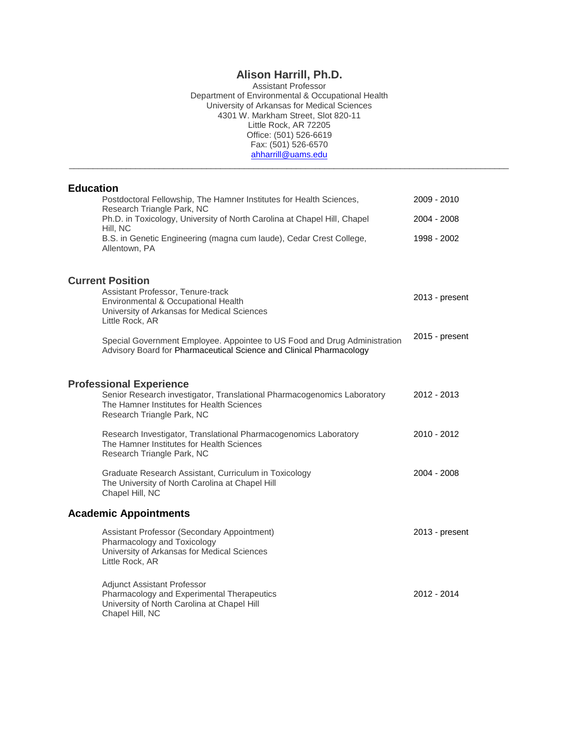# Alison Harrill, Ph.D.

Assistant Professor
Department of Environmental & Occupational Health
University of Arkansas for Medical Sciences
4301 W. Markham Street, Slot 820-11
Little Rock, AR 72205
Office: (501) 526-6619
Fax: (501) 526-6570
ahharrill@uams.edu

---

## Education

| | |
|---|---|
| Postdoctoral Fellowship, The Hamner Institutes for Health Sciences, Research Triangle Park, NC | 2009 - 2010 |
| Ph.D. in Toxicology, University of North Carolina at Chapel Hill, Chapel Hill, NC | 2004 - 2008 |
| B.S. in Genetic Engineering (magna cum laude), Cedar Crest College, Allentown, PA | 1998 - 2002 |

## Current Position

Assistant Professor, Tenure-track
Environmental & Occupational Health
University of Arkansas for Medical Sciences
Little Rock, AR — 2013 - present

Special Government Employee. Appointee to US Food and Drug Administration Advisory Board for Pharmaceutical Science and Clinical Pharmacology — 2015 - present

## Professional Experience

Senior Research investigator, Translational Pharmacogenomics Laboratory
The Hamner Institutes for Health Sciences
Research Triangle Park, NC — 2012 - 2013

Research Investigator, Translational Pharmacogenomics Laboratory
The Hamner Institutes for Health Sciences
Research Triangle Park, NC — 2010 - 2012

Graduate Research Assistant, Curriculum in Toxicology
The University of North Carolina at Chapel Hill
Chapel Hill, NC — 2004 - 2008

## Academic Appointments

Assistant Professor (Secondary Appointment)
Pharmacology and Toxicology
University of Arkansas for Medical Sciences
Little Rock, AR — 2013 - present

Adjunct Assistant Professor
Pharmacology and Experimental Therapeutics
University of North Carolina at Chapel Hill
Chapel Hill, NC — 2012 - 2014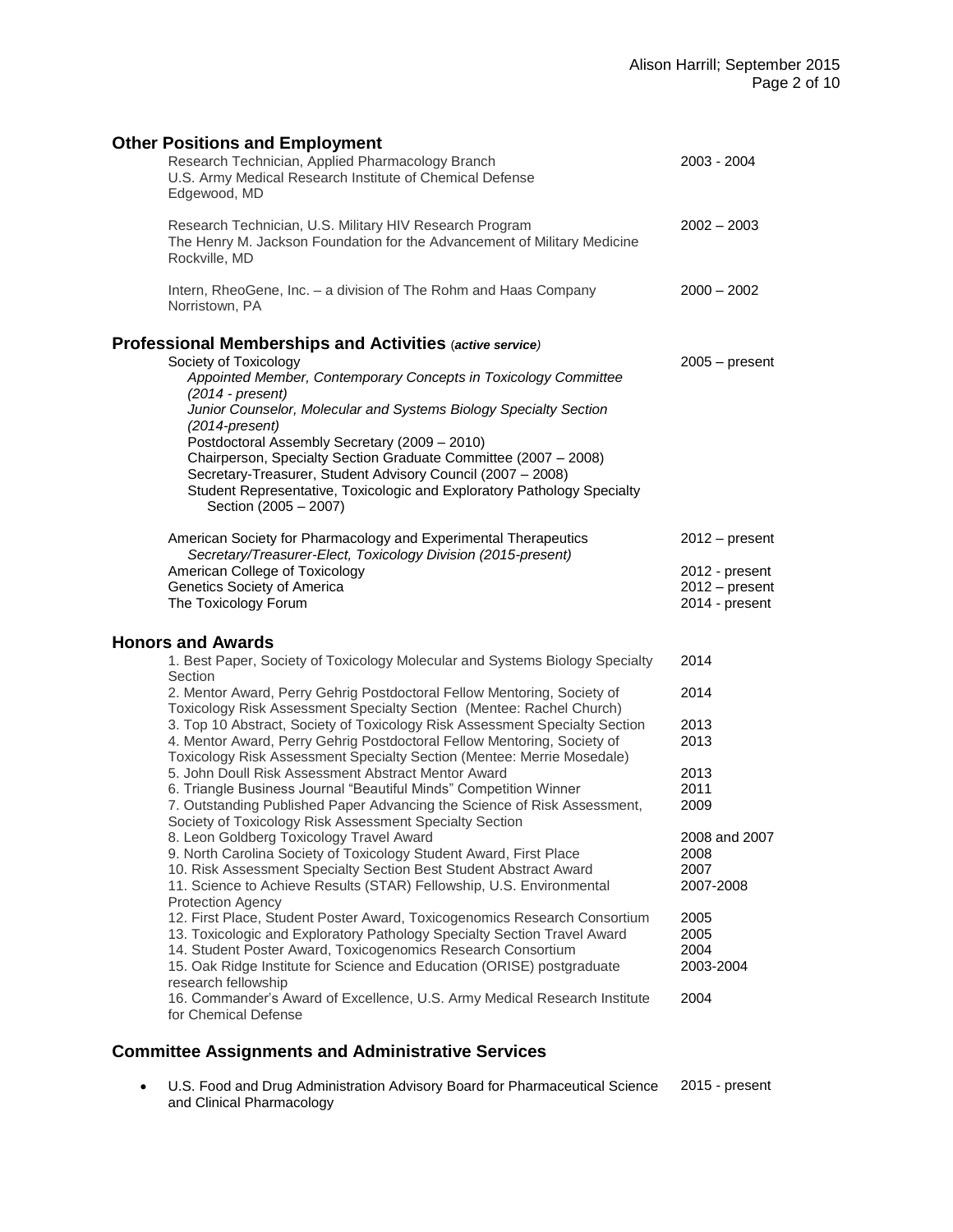## Other Positions and Employment

Research Technician, Applied Pharmacology Branch — 2003 - 2004
U.S. Army Medical Research Institute of Chemical Defense
Edgewood, MD

Research Technician, U.S. Military HIV Research Program — 2002 – 2003
The Henry M. Jackson Foundation for the Advancement of Military Medicine
Rockville, MD

Intern, RheoGene, Inc. – a division of The Rohm and Haas Company — 2000 – 2002
Norristown, PA

## Professional Memberships and Activities (*active service*)

Society of Toxicology — 2005 – present

- *Appointed Member, Contemporary Concepts in Toxicology Committee (2014 - present)*
- *Junior Counselor, Molecular and Systems Biology Specialty Section (2014-present)*
- Postdoctoral Assembly Secretary (2009 – 2010)
- Chairperson, Specialty Section Graduate Committee (2007 – 2008)
- Secretary-Treasurer, Student Advisory Council (2007 – 2008)
- Student Representative, Toxicologic and Exploratory Pathology Specialty Section (2005 – 2007)

American Society for Pharmacology and Experimental Therapeutics — 2012 – present
- *Secretary/Treasurer-Elect, Toxicology Division (2015-present)*

American College of Toxicology — 2012 - present
Genetics Society of America — 2012 – present
The Toxicology Forum — 2014 - present

## Honors and Awards

| Award | Year |
|---|---|
| 1. Best Paper, Society of Toxicology Molecular and Systems Biology Specialty Section | 2014 |
| 2. Mentor Award, Perry Gehrig Postdoctoral Fellow Mentoring, Society of Toxicology Risk Assessment Specialty Section (Mentee: Rachel Church) | 2014 |
| 3. Top 10 Abstract, Society of Toxicology Risk Assessment Specialty Section | 2013 |
| 4. Mentor Award, Perry Gehrig Postdoctoral Fellow Mentoring, Society of Toxicology Risk Assessment Specialty Section (Mentee: Merrie Mosedale) | 2013 |
| 5. John Doull Risk Assessment Abstract Mentor Award | 2013 |
| 6. Triangle Business Journal "Beautiful Minds" Competition Winner | 2011 |
| 7. Outstanding Published Paper Advancing the Science of Risk Assessment, Society of Toxicology Risk Assessment Specialty Section | 2009 |
| 8. Leon Goldberg Toxicology Travel Award | 2008 and 2007 |
| 9. North Carolina Society of Toxicology Student Award, First Place | 2008 |
| 10. Risk Assessment Specialty Section Best Student Abstract Award | 2007 |
| 11. Science to Achieve Results (STAR) Fellowship, U.S. Environmental Protection Agency | 2007-2008 |
| 12. First Place, Student Poster Award, Toxicogenomics Research Consortium | 2005 |
| 13. Toxicologic and Exploratory Pathology Specialty Section Travel Award | 2005 |
| 14. Student Poster Award, Toxicogenomics Research Consortium | 2004 |
| 15. Oak Ridge Institute for Science and Education (ORISE) postgraduate research fellowship | 2003-2004 |
| 16. Commander's Award of Excellence, U.S. Army Medical Research Institute for Chemical Defense | 2004 |

## Committee Assignments and Administrative Services

- U.S. Food and Drug Administration Advisory Board for Pharmaceutical Science and Clinical Pharmacology — 2015 - present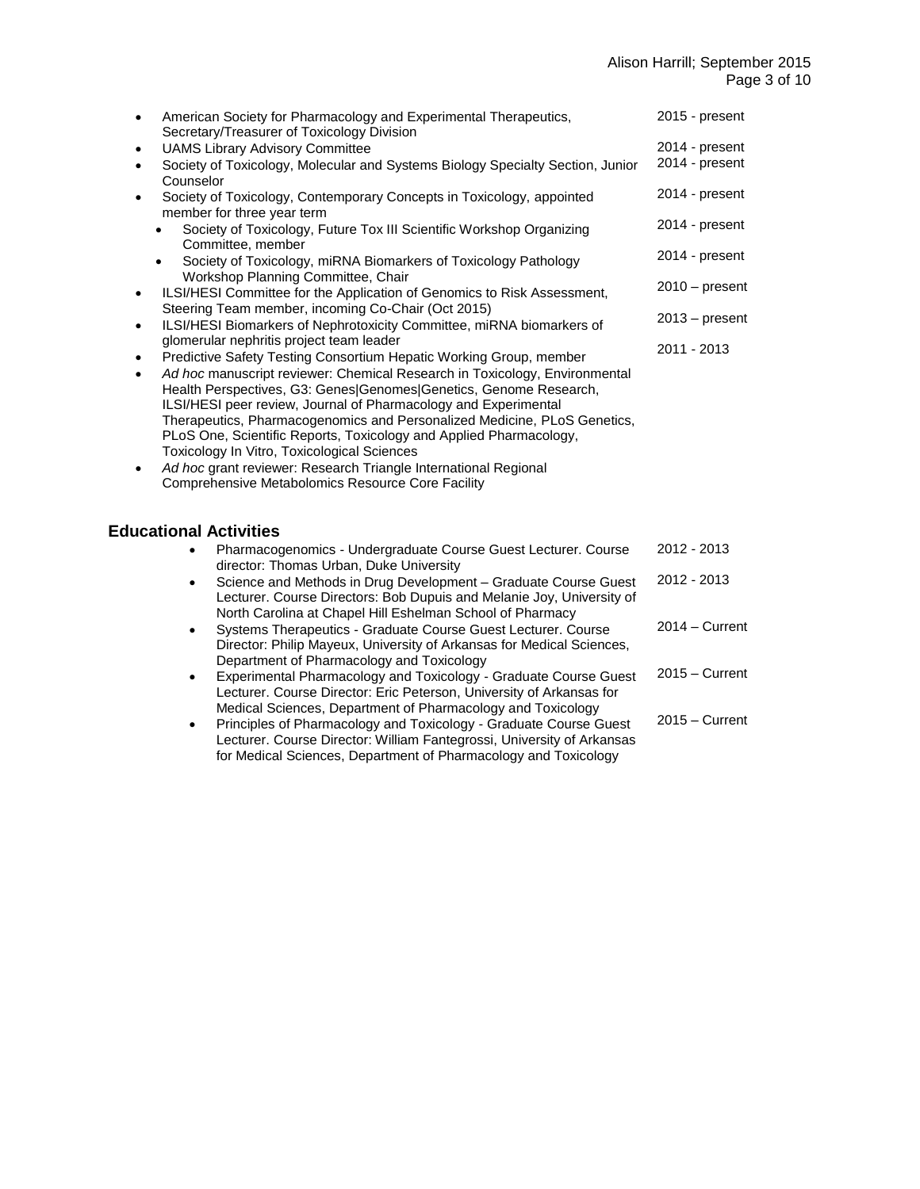- American Society for Pharmacology and Experimental Therapeutics, Secretary/Treasurer of Toxicology Division — 2015 - present
- UAMS Library Advisory Committee — 2014 - present
- Society of Toxicology, Molecular and Systems Biology Specialty Section, Junior Counselor — 2014 - present
- Society of Toxicology, Contemporary Concepts in Toxicology, appointed member for three year term — 2014 - present
  - Society of Toxicology, Future Tox III Scientific Workshop Organizing Committee, member — 2014 - present
  - Society of Toxicology, miRNA Biomarkers of Toxicology Pathology Workshop Planning Committee, Chair — 2014 - present
- ILSI/HESI Committee for the Application of Genomics to Risk Assessment, Steering Team member, incoming Co-Chair (Oct 2015) — 2010 – present
- ILSI/HESI Biomarkers of Nephrotoxicity Committee, miRNA biomarkers of glomerular nephritis project team leader — 2013 – present
- Predictive Safety Testing Consortium Hepatic Working Group, member — 2011 - 2013
- *Ad hoc* manuscript reviewer: Chemical Research in Toxicology, Environmental Health Perspectives, G3: Genes|Genomes|Genetics, Genome Research, ILSI/HESI peer review, Journal of Pharmacology and Experimental Therapeutics, Pharmacogenomics and Personalized Medicine, PLoS Genetics, PLoS One, Scientific Reports, Toxicology and Applied Pharmacology, Toxicology In Vitro, Toxicological Sciences
- *Ad hoc* grant reviewer: Research Triangle International Regional Comprehensive Metabolomics Resource Core Facility

## Educational Activities

- Pharmacogenomics - Undergraduate Course Guest Lecturer. Course director: Thomas Urban, Duke University — 2012 - 2013
- Science and Methods in Drug Development – Graduate Course Guest Lecturer. Course Directors: Bob Dupuis and Melanie Joy, University of North Carolina at Chapel Hill Eshelman School of Pharmacy — 2012 - 2013
- Systems Therapeutics - Graduate Course Guest Lecturer. Course Director: Philip Mayeux, University of Arkansas for Medical Sciences, Department of Pharmacology and Toxicology — 2014 – Current
- Experimental Pharmacology and Toxicology - Graduate Course Guest Lecturer. Course Director: Eric Peterson, University of Arkansas for Medical Sciences, Department of Pharmacology and Toxicology — 2015 – Current
- Principles of Pharmacology and Toxicology - Graduate Course Guest Lecturer. Course Director: William Fantegrossi, University of Arkansas for Medical Sciences, Department of Pharmacology and Toxicology — 2015 – Current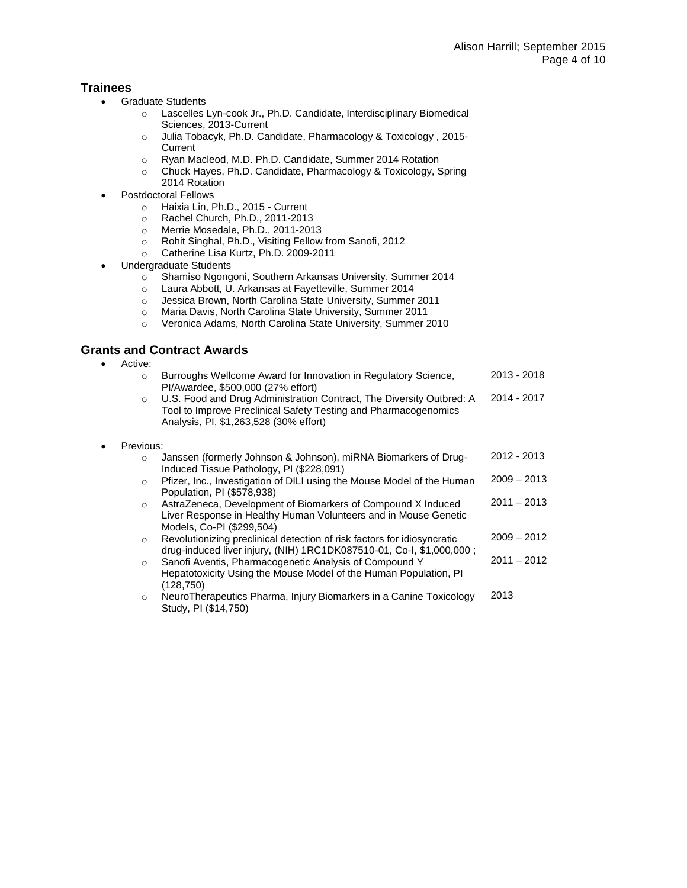## Trainees

- Graduate Students
  - Lascelles Lyn-cook Jr., Ph.D. Candidate, Interdisciplinary Biomedical Sciences, 2013-Current
  - Julia Tobacyk, Ph.D. Candidate, Pharmacology & Toxicology , 2015-Current
  - Ryan Macleod, M.D. Ph.D. Candidate, Summer 2014 Rotation
  - Chuck Hayes, Ph.D. Candidate, Pharmacology & Toxicology, Spring 2014 Rotation
- Postdoctoral Fellows
  - Haixia Lin, Ph.D., 2015 - Current
  - Rachel Church, Ph.D., 2011-2013
  - Merrie Mosedale, Ph.D., 2011-2013
  - Rohit Singhal, Ph.D., Visiting Fellow from Sanofi, 2012
  - Catherine Lisa Kurtz, Ph.D. 2009-2011
- Undergraduate Students
  - Shamiso Ngongoni, Southern Arkansas University, Summer 2014
  - Laura Abbott, U. Arkansas at Fayetteville, Summer 2014
  - Jessica Brown, North Carolina State University, Summer 2011
  - Maria Davis, North Carolina State University, Summer 2011
  - Veronica Adams, North Carolina State University, Summer 2010

## Grants and Contract Awards

- Active:
  - Burroughs Wellcome Award for Innovation in Regulatory Science, PI/Awardee, $500,000 (27% effort) — 2013 - 2018
  - U.S. Food and Drug Administration Contract, The Diversity Outbred: A Tool to Improve Preclinical Safety Testing and Pharmacogenomics Analysis, PI, $1,263,528 (30% effort) — 2014 - 2017
- Previous:
  - Janssen (formerly Johnson & Johnson), miRNA Biomarkers of Drug-Induced Tissue Pathology, PI ($228,091) — 2012 - 2013
  - Pfizer, Inc., Investigation of DILI using the Mouse Model of the Human Population, PI ($578,938) — 2009 – 2013
  - AstraZeneca, Development of Biomarkers of Compound X Induced Liver Response in Healthy Human Volunteers and in Mouse Genetic Models, Co-PI ($299,504) — 2011 – 2013
  - Revolutionizing preclinical detection of risk factors for idiosyncratic drug-induced liver injury, (NIH) 1RC1DK087510-01, Co-I, $1,000,000 ; — 2009 – 2012
  - Sanofi Aventis, Pharmacogenetic Analysis of Compound Y Hepatotoxicity Using the Mouse Model of the Human Population, PI (128,750) — 2011 – 2012
  - NeuroTherapeutics Pharma, Injury Biomarkers in a Canine Toxicology Study, PI ($14,750) — 2013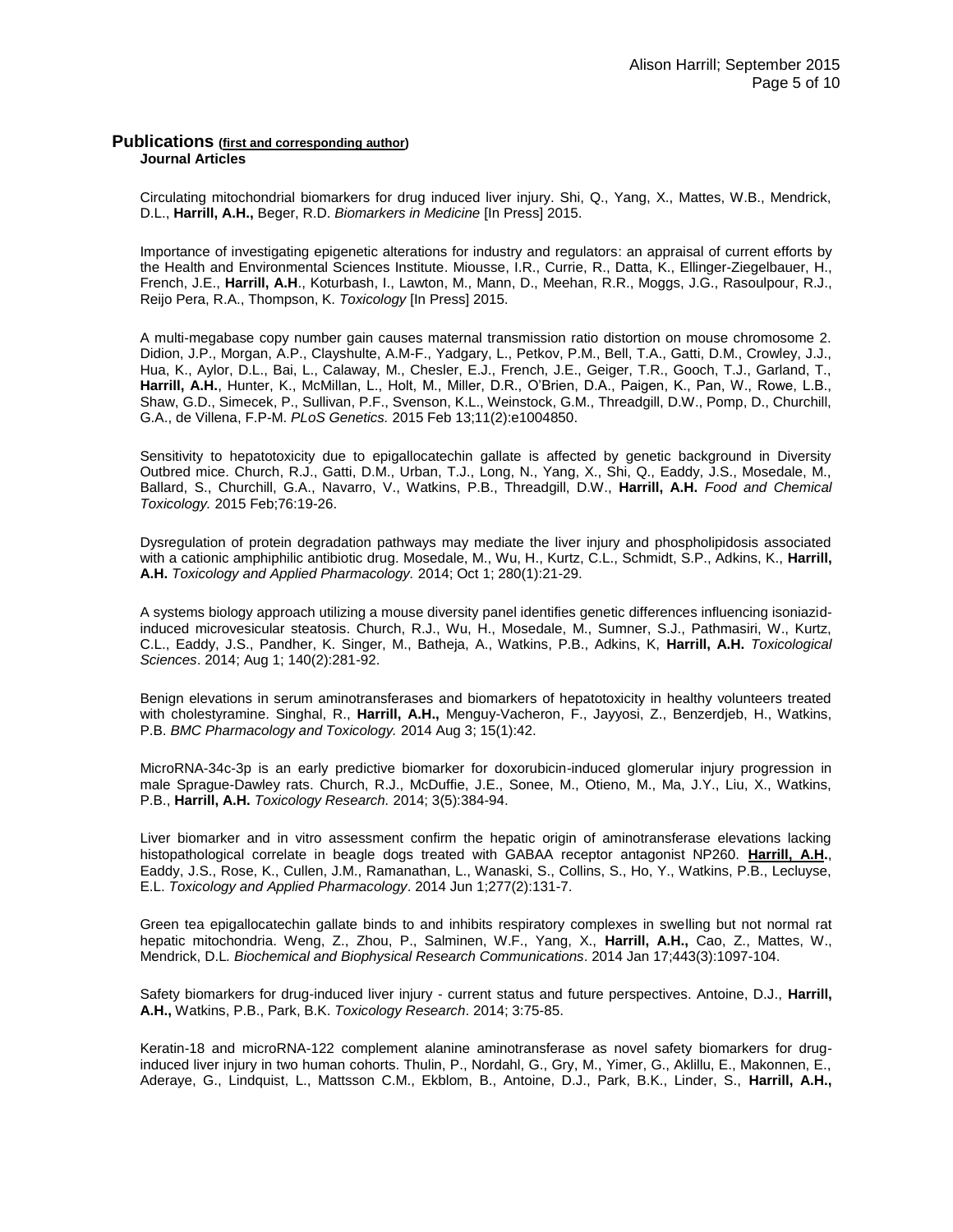## Publications (<u>first and corresponding author</u>)

### Journal Articles

Circulating mitochondrial biomarkers for drug induced liver injury. Shi, Q., Yang, X., Mattes, W.B., Mendrick, D.L., **Harrill, A.H.,** Beger, R.D. *Biomarkers in Medicine* [In Press] 2015.

Importance of investigating epigenetic alterations for industry and regulators: an appraisal of current efforts by the Health and Environmental Sciences Institute. Miousse, I.R., Currie, R., Datta, K., Ellinger-Ziegelbauer, H., French, J.E., **Harrill, A.H**., Koturbash, I., Lawton, M., Mann, D., Meehan, R.R., Moggs, J.G., Rasoulpour, R.J., Reijo Pera, R.A., Thompson, K. *Toxicology* [In Press] 2015.

A multi-megabase copy number gain causes maternal transmission ratio distortion on mouse chromosome 2. Didion, J.P., Morgan, A.P., Clayshulte, A.M-F., Yadgary, L., Petkov, P.M., Bell, T.A., Gatti, D.M., Crowley, J.J., Hua, K., Aylor, D.L., Bai, L., Calaway, M., Chesler, E.J., French, J.E., Geiger, T.R., Gooch, T.J., Garland, T., **Harrill, A.H.**, Hunter, K., McMillan, L., Holt, M., Miller, D.R., O'Brien, D.A., Paigen, K., Pan, W., Rowe, L.B., Shaw, G.D., Simecek, P., Sullivan, P.F., Svenson, K.L., Weinstock, G.M., Threadgill, D.W., Pomp, D., Churchill, G.A., de Villena, F.P-M. *PLoS Genetics.* 2015 Feb 13;11(2):e1004850.

Sensitivity to hepatotoxicity due to epigallocatechin gallate is affected by genetic background in Diversity Outbred mice. Church, R.J., Gatti, D.M., Urban, T.J., Long, N., Yang, X., Shi, Q., Eaddy, J.S., Mosedale, M., Ballard, S., Churchill, G.A., Navarro, V., Watkins, P.B., Threadgill, D.W., **Harrill, A.H.** *Food and Chemical Toxicology.* 2015 Feb;76:19-26.

Dysregulation of protein degradation pathways may mediate the liver injury and phospholipidosis associated with a cationic amphiphilic antibiotic drug. Mosedale, M., Wu, H., Kurtz, C.L., Schmidt, S.P., Adkins, K., **Harrill, A.H.** *Toxicology and Applied Pharmacology.* 2014; Oct 1; 280(1):21-29.

A systems biology approach utilizing a mouse diversity panel identifies genetic differences influencing isoniazid-induced microvesicular steatosis. Church, R.J., Wu, H., Mosedale, M., Sumner, S.J., Pathmasiri, W., Kurtz, C.L., Eaddy, J.S., Pandher, K. Singer, M., Batheja, A., Watkins, P.B., Adkins, K, **Harrill, A.H.** *Toxicological Sciences*. 2014; Aug 1; 140(2):281-92.

Benign elevations in serum aminotransferases and biomarkers of hepatotoxicity in healthy volunteers treated with cholestyramine. Singhal, R., **Harrill, A.H.,** Menguy-Vacheron, F., Jayyosi, Z., Benzerdjeb, H., Watkins, P.B. *BMC Pharmacology and Toxicology.* 2014 Aug 3; 15(1):42.

MicroRNA-34c-3p is an early predictive biomarker for doxorubicin-induced glomerular injury progression in male Sprague-Dawley rats. Church, R.J., McDuffie, J.E., Sonee, M., Otieno, M., Ma, J.Y., Liu, X., Watkins, P.B., **Harrill, A.H.** *Toxicology Research.* 2014; 3(5):384-94.

Liver biomarker and in vitro assessment confirm the hepatic origin of aminotransferase elevations lacking histopathological correlate in beagle dogs treated with GABAA receptor antagonist NP260. **<u>Harrill, A.H</u>**., Eaddy, J.S., Rose, K., Cullen, J.M., Ramanathan, L., Wanaski, S., Collins, S., Ho, Y., Watkins, P.B., Lecluyse, E.L. *Toxicology and Applied Pharmacology*. 2014 Jun 1;277(2):131-7.

Green tea epigallocatechin gallate binds to and inhibits respiratory complexes in swelling but not normal rat hepatic mitochondria. Weng, Z., Zhou, P., Salminen, W.F., Yang, X., **Harrill, A.H.,** Cao, Z., Mattes, W., Mendrick, D.L. *Biochemical and Biophysical Research Communications*. 2014 Jan 17;443(3):1097-104.

Safety biomarkers for drug-induced liver injury - current status and future perspectives. Antoine, D.J., **Harrill, A.H.,** Watkins, P.B., Park, B.K. *Toxicology Research*. 2014; 3:75-85.

Keratin-18 and microRNA-122 complement alanine aminotransferase as novel safety biomarkers for drug-induced liver injury in two human cohorts. Thulin, P., Nordahl, G., Gry, M., Yimer, G., Aklillu, E., Makonnen, E., Aderaye, G., Lindquist, L., Mattsson C.M., Ekblom, B., Antoine, D.J., Park, B.K., Linder, S., **Harrill, A.H.,**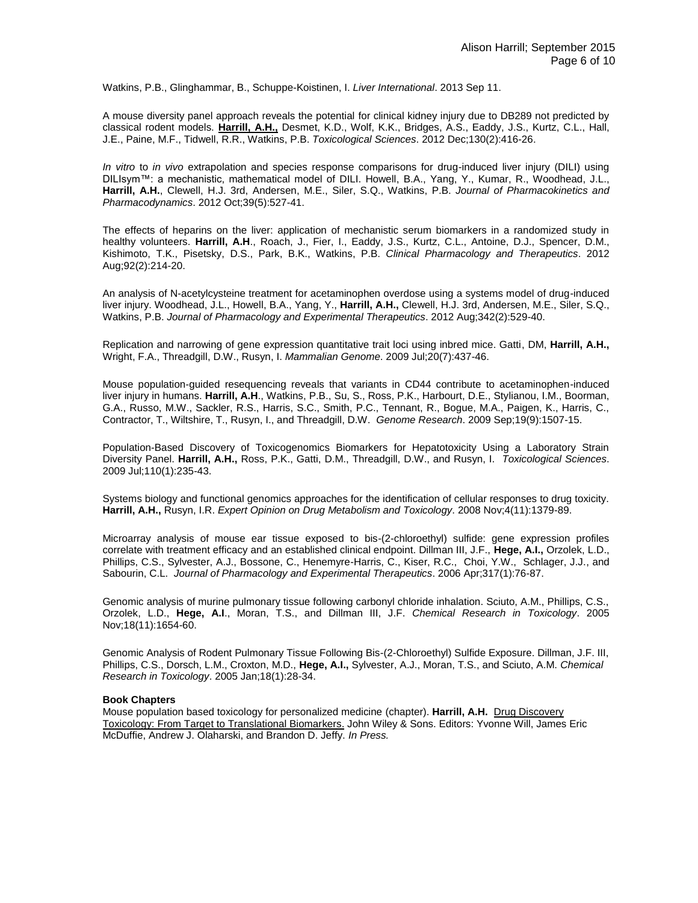Watkins, P.B., Glinghammar, B., Schuppe-Koistinen, I. *Liver International*. 2013 Sep 11.

A mouse diversity panel approach reveals the potential for clinical kidney injury due to DB289 not predicted by classical rodent models. **Harrill, A.H.,** Desmet, K.D., Wolf, K.K., Bridges, A.S., Eaddy, J.S., Kurtz, C.L., Hall, J.E., Paine, M.F., Tidwell, R.R., Watkins, P.B. *Toxicological Sciences*. 2012 Dec;130(2):416-26.

*In vitro* to *in vivo* extrapolation and species response comparisons for drug-induced liver injury (DILI) using DILIsym™: a mechanistic, mathematical model of DILI. Howell, B.A., Yang, Y., Kumar, R., Woodhead, J.L., **Harrill, A.H.**, Clewell, H.J. 3rd, Andersen, M.E., Siler, S.Q., Watkins, P.B. *Journal of Pharmacokinetics and Pharmacodynamics*. 2012 Oct;39(5):527-41.

The effects of heparins on the liver: application of mechanistic serum biomarkers in a randomized study in healthy volunteers. **Harrill, A.H**., Roach, J., Fier, I., Eaddy, J.S., Kurtz, C.L., Antoine, D.J., Spencer, D.M., Kishimoto, T.K., Pisetsky, D.S., Park, B.K., Watkins, P.B. *Clinical Pharmacology and Therapeutics*. 2012 Aug;92(2):214-20.

An analysis of N-acetylcysteine treatment for acetaminophen overdose using a systems model of drug-induced liver injury. Woodhead, J.L., Howell, B.A., Yang, Y., **Harrill, A.H.,** Clewell, H.J. 3rd, Andersen, M.E., Siler, S.Q., Watkins, P.B. *Journal of Pharmacology and Experimental Therapeutics*. 2012 Aug;342(2):529-40.

Replication and narrowing of gene expression quantitative trait loci using inbred mice. Gatti, DM, **Harrill, A.H.,** Wright, F.A., Threadgill, D.W., Rusyn, I. *Mammalian Genome*. 2009 Jul;20(7):437-46.

Mouse population-guided resequencing reveals that variants in CD44 contribute to acetaminophen-induced liver injury in humans. **Harrill, A.H**., Watkins, P.B., Su, S., Ross, P.K., Harbourt, D.E., Stylianou, I.M., Boorman, G.A., Russo, M.W., Sackler, R.S., Harris, S.C., Smith, P.C., Tennant, R., Bogue, M.A., Paigen, K., Harris, C., Contractor, T., Wiltshire, T., Rusyn, I., and Threadgill, D.W. *Genome Research*. 2009 Sep;19(9):1507-15.

Population-Based Discovery of Toxicogenomics Biomarkers for Hepatotoxicity Using a Laboratory Strain Diversity Panel. **Harrill, A.H.,** Ross, P.K., Gatti, D.M., Threadgill, D.W., and Rusyn, I. *Toxicological Sciences*. 2009 Jul;110(1):235-43.

Systems biology and functional genomics approaches for the identification of cellular responses to drug toxicity. **Harrill, A.H.,** Rusyn, I.R. *Expert Opinion on Drug Metabolism and Toxicology*. 2008 Nov;4(11):1379-89.

Microarray analysis of mouse ear tissue exposed to bis-(2-chloroethyl) sulfide: gene expression profiles correlate with treatment efficacy and an established clinical endpoint. Dillman III, J.F., **Hege, A.I.,** Orzolek, L.D., Phillips, C.S., Sylvester, A.J., Bossone, C., Henemyre-Harris, C., Kiser, R.C., Choi, Y.W., Schlager, J.J., and Sabourin, C.L. *Journal of Pharmacology and Experimental Therapeutics*. 2006 Apr;317(1):76-87.

Genomic analysis of murine pulmonary tissue following carbonyl chloride inhalation. Sciuto, A.M., Phillips, C.S., Orzolek, L.D., **Hege, A.I**., Moran, T.S., and Dillman III, J.F. *Chemical Research in Toxicology*. 2005 Nov;18(11):1654-60.

Genomic Analysis of Rodent Pulmonary Tissue Following Bis-(2-Chloroethyl) Sulfide Exposure. Dillman, J.F. III, Phillips, C.S., Dorsch, L.M., Croxton, M.D., **Hege, A.I.,** Sylvester, A.J., Moran, T.S., and Sciuto, A.M. *Chemical Research in Toxicology*. 2005 Jan;18(1):28-34.

**Book Chapters**

Mouse population based toxicology for personalized medicine (chapter). **Harrill, A.H.** Drug Discovery Toxicology: From Target to Translational Biomarkers. John Wiley & Sons. Editors: Yvonne Will, James Eric McDuffie, Andrew J. Olaharski, and Brandon D. Jeffy. *In Press.*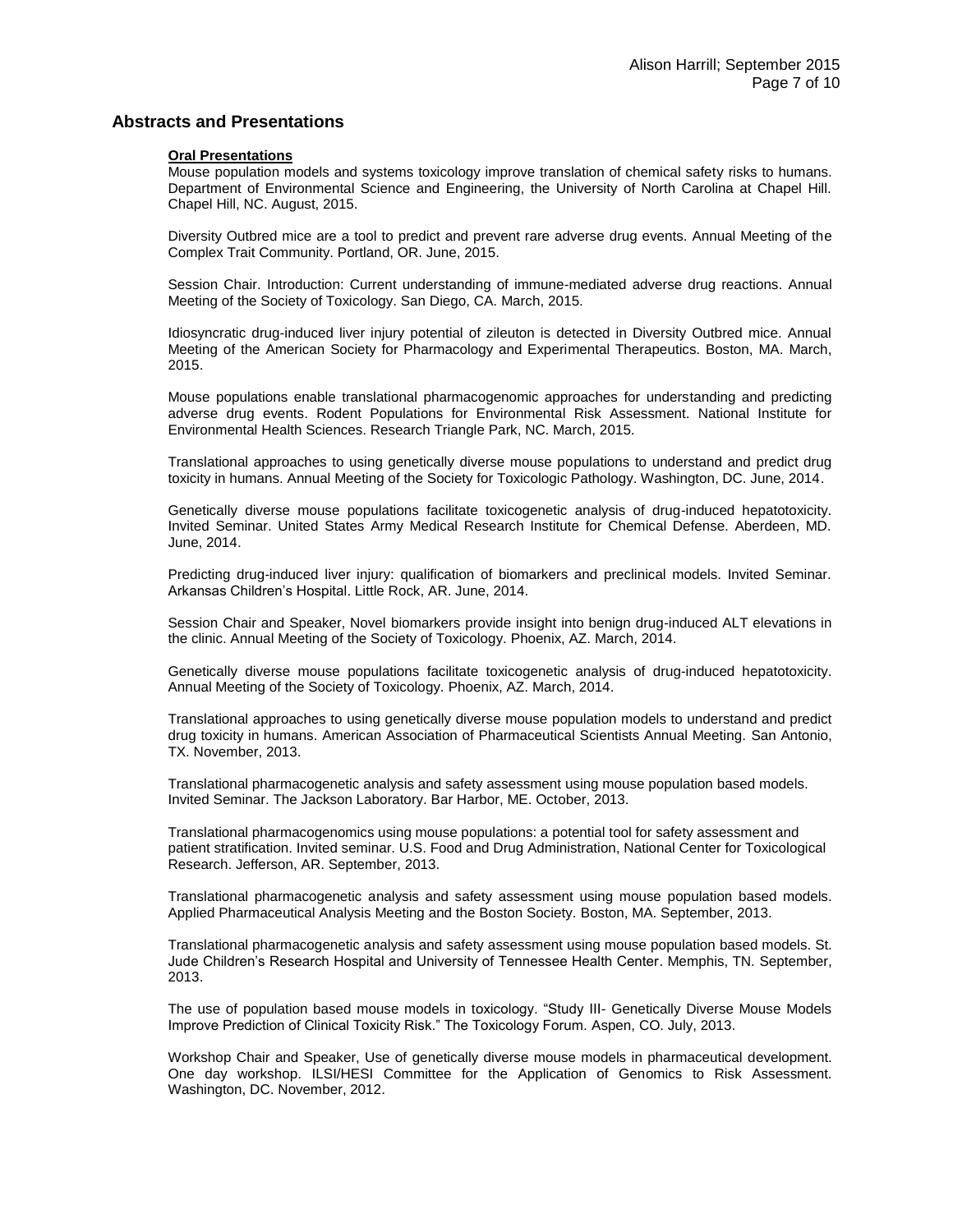## Abstracts and Presentations

**Oral Presentations**

Mouse population models and systems toxicology improve translation of chemical safety risks to humans. Department of Environmental Science and Engineering, the University of North Carolina at Chapel Hill. Chapel Hill, NC. August, 2015.

Diversity Outbred mice are a tool to predict and prevent rare adverse drug events. Annual Meeting of the Complex Trait Community. Portland, OR. June, 2015.

Session Chair. Introduction: Current understanding of immune-mediated adverse drug reactions. Annual Meeting of the Society of Toxicology. San Diego, CA. March, 2015.

Idiosyncratic drug-induced liver injury potential of zileuton is detected in Diversity Outbred mice. Annual Meeting of the American Society for Pharmacology and Experimental Therapeutics. Boston, MA. March, 2015.

Mouse populations enable translational pharmacogenomic approaches for understanding and predicting adverse drug events. Rodent Populations for Environmental Risk Assessment. National Institute for Environmental Health Sciences. Research Triangle Park, NC. March, 2015.

Translational approaches to using genetically diverse mouse populations to understand and predict drug toxicity in humans. Annual Meeting of the Society for Toxicologic Pathology. Washington, DC. June, 2014.

Genetically diverse mouse populations facilitate toxicogenetic analysis of drug-induced hepatotoxicity. Invited Seminar. United States Army Medical Research Institute for Chemical Defense. Aberdeen, MD. June, 2014.

Predicting drug-induced liver injury: qualification of biomarkers and preclinical models. Invited Seminar. Arkansas Children's Hospital. Little Rock, AR. June, 2014.

Session Chair and Speaker, Novel biomarkers provide insight into benign drug-induced ALT elevations in the clinic. Annual Meeting of the Society of Toxicology. Phoenix, AZ. March, 2014.

Genetically diverse mouse populations facilitate toxicogenetic analysis of drug-induced hepatotoxicity. Annual Meeting of the Society of Toxicology. Phoenix, AZ. March, 2014.

Translational approaches to using genetically diverse mouse population models to understand and predict drug toxicity in humans. American Association of Pharmaceutical Scientists Annual Meeting. San Antonio, TX. November, 2013.

Translational pharmacogenetic analysis and safety assessment using mouse population based models. Invited Seminar. The Jackson Laboratory. Bar Harbor, ME. October, 2013.

Translational pharmacogenomics using mouse populations: a potential tool for safety assessment and patient stratification. Invited seminar. U.S. Food and Drug Administration, National Center for Toxicological Research. Jefferson, AR. September, 2013.

Translational pharmacogenetic analysis and safety assessment using mouse population based models. Applied Pharmaceutical Analysis Meeting and the Boston Society. Boston, MA. September, 2013.

Translational pharmacogenetic analysis and safety assessment using mouse population based models. St. Jude Children's Research Hospital and University of Tennessee Health Center. Memphis, TN. September, 2013.

The use of population based mouse models in toxicology. "Study III- Genetically Diverse Mouse Models Improve Prediction of Clinical Toxicity Risk." The Toxicology Forum. Aspen, CO. July, 2013.

Workshop Chair and Speaker, Use of genetically diverse mouse models in pharmaceutical development. One day workshop. ILSI/HESI Committee for the Application of Genomics to Risk Assessment. Washington, DC. November, 2012.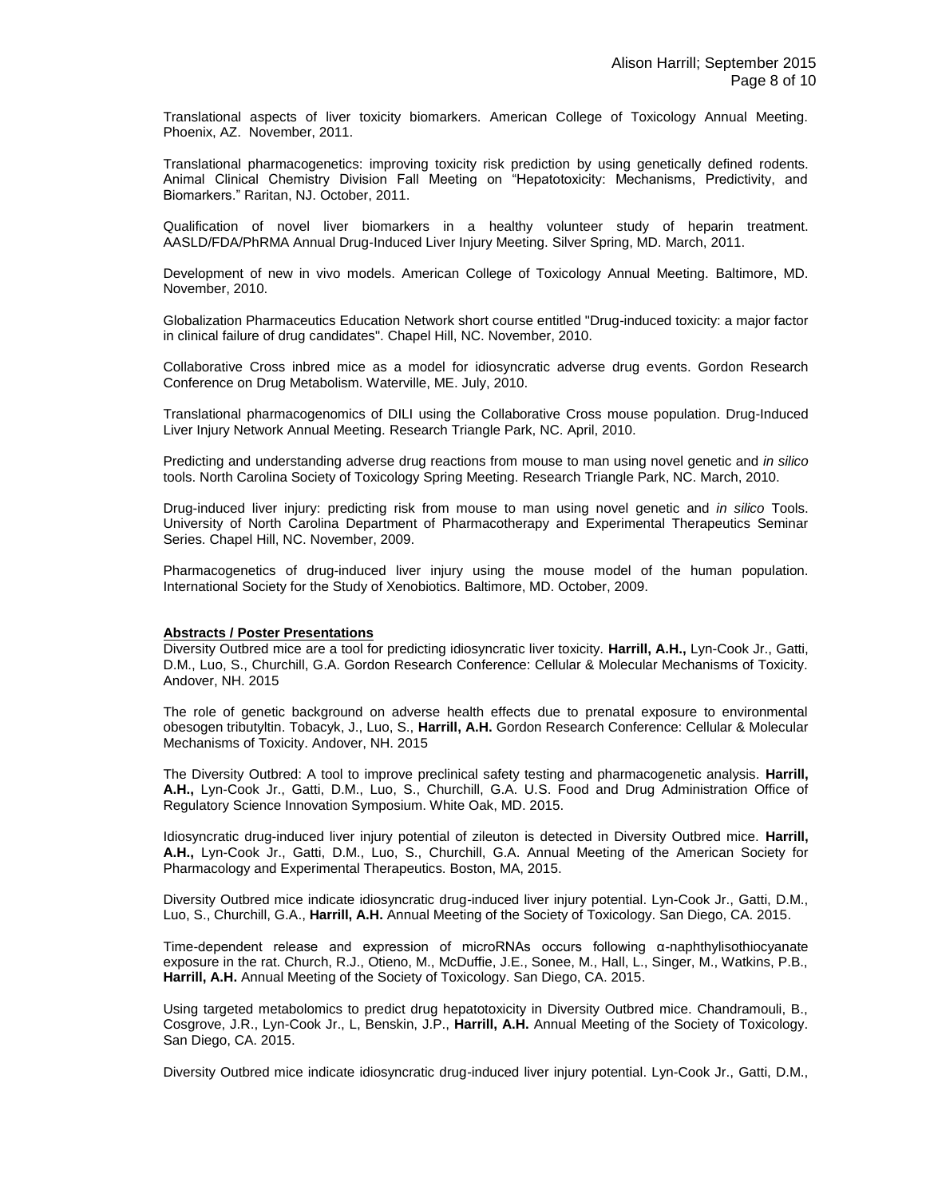Translational aspects of liver toxicity biomarkers. American College of Toxicology Annual Meeting. Phoenix, AZ. November, 2011.

Translational pharmacogenetics: improving toxicity risk prediction by using genetically defined rodents. Animal Clinical Chemistry Division Fall Meeting on "Hepatotoxicity: Mechanisms, Predictivity, and Biomarkers." Raritan, NJ. October, 2011.

Qualification of novel liver biomarkers in a healthy volunteer study of heparin treatment. AASLD/FDA/PhRMA Annual Drug-Induced Liver Injury Meeting. Silver Spring, MD. March, 2011.

Development of new in vivo models. American College of Toxicology Annual Meeting. Baltimore, MD. November, 2010.

Globalization Pharmaceutics Education Network short course entitled "Drug-induced toxicity: a major factor in clinical failure of drug candidates". Chapel Hill, NC. November, 2010.

Collaborative Cross inbred mice as a model for idiosyncratic adverse drug events. Gordon Research Conference on Drug Metabolism. Waterville, ME. July, 2010.

Translational pharmacogenomics of DILI using the Collaborative Cross mouse population. Drug-Induced Liver Injury Network Annual Meeting. Research Triangle Park, NC. April, 2010.

Predicting and understanding adverse drug reactions from mouse to man using novel genetic and *in silico* tools. North Carolina Society of Toxicology Spring Meeting. Research Triangle Park, NC. March, 2010.

Drug-induced liver injury: predicting risk from mouse to man using novel genetic and *in silico* Tools. University of North Carolina Department of Pharmacotherapy and Experimental Therapeutics Seminar Series. Chapel Hill, NC. November, 2009.

Pharmacogenetics of drug-induced liver injury using the mouse model of the human population. International Society for the Study of Xenobiotics. Baltimore, MD. October, 2009.

**Abstracts / Poster Presentations**

Diversity Outbred mice are a tool for predicting idiosyncratic liver toxicity. **Harrill, A.H.,** Lyn-Cook Jr., Gatti, D.M., Luo, S., Churchill, G.A. Gordon Research Conference: Cellular & Molecular Mechanisms of Toxicity. Andover, NH. 2015

The role of genetic background on adverse health effects due to prenatal exposure to environmental obesogen tributyltin. Tobacyk, J., Luo, S., **Harrill, A.H.** Gordon Research Conference: Cellular & Molecular Mechanisms of Toxicity. Andover, NH. 2015

The Diversity Outbred: A tool to improve preclinical safety testing and pharmacogenetic analysis. **Harrill, A.H.,** Lyn-Cook Jr., Gatti, D.M., Luo, S., Churchill, G.A. U.S. Food and Drug Administration Office of Regulatory Science Innovation Symposium. White Oak, MD. 2015.

Idiosyncratic drug-induced liver injury potential of zileuton is detected in Diversity Outbred mice. **Harrill, A.H.,** Lyn-Cook Jr., Gatti, D.M., Luo, S., Churchill, G.A. Annual Meeting of the American Society for Pharmacology and Experimental Therapeutics. Boston, MA, 2015.

Diversity Outbred mice indicate idiosyncratic drug-induced liver injury potential. Lyn-Cook Jr., Gatti, D.M., Luo, S., Churchill, G.A., **Harrill, A.H.** Annual Meeting of the Society of Toxicology. San Diego, CA. 2015.

Time-dependent release and expression of microRNAs occurs following α-naphthylisothiocyanate exposure in the rat. Church, R.J., Otieno, M., McDuffie, J.E., Sonee, M., Hall, L., Singer, M., Watkins, P.B., **Harrill, A.H.** Annual Meeting of the Society of Toxicology. San Diego, CA. 2015.

Using targeted metabolomics to predict drug hepatotoxicity in Diversity Outbred mice. Chandramouli, B., Cosgrove, J.R., Lyn-Cook Jr., L, Benskin, J.P., **Harrill, A.H.** Annual Meeting of the Society of Toxicology. San Diego, CA. 2015.

Diversity Outbred mice indicate idiosyncratic drug-induced liver injury potential. Lyn-Cook Jr., Gatti, D.M.,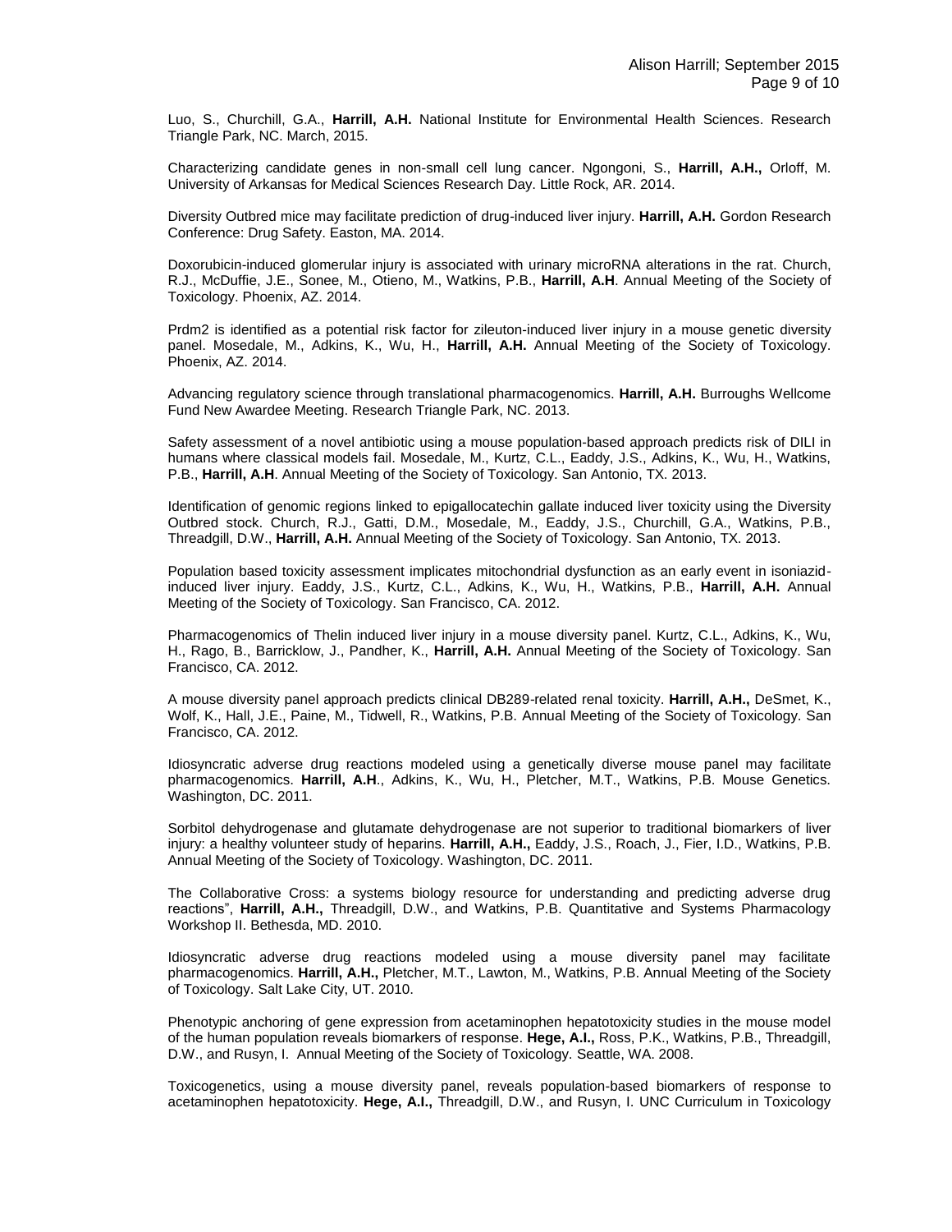Luo, S., Churchill, G.A., **Harrill, A.H.** National Institute for Environmental Health Sciences. Research Triangle Park, NC. March, 2015.

Characterizing candidate genes in non-small cell lung cancer. Ngongoni, S., **Harrill, A.H.,** Orloff, M. University of Arkansas for Medical Sciences Research Day. Little Rock, AR. 2014.

Diversity Outbred mice may facilitate prediction of drug-induced liver injury. **Harrill, A.H.** Gordon Research Conference: Drug Safety. Easton, MA. 2014.

Doxorubicin-induced glomerular injury is associated with urinary microRNA alterations in the rat. Church, R.J., McDuffie, J.E., Sonee, M., Otieno, M., Watkins, P.B., **Harrill, A.H**. Annual Meeting of the Society of Toxicology. Phoenix, AZ. 2014.

Prdm2 is identified as a potential risk factor for zileuton-induced liver injury in a mouse genetic diversity panel. Mosedale, M., Adkins, K., Wu, H., **Harrill, A.H.** Annual Meeting of the Society of Toxicology. Phoenix, AZ. 2014.

Advancing regulatory science through translational pharmacogenomics. **Harrill, A.H.** Burroughs Wellcome Fund New Awardee Meeting. Research Triangle Park, NC. 2013.

Safety assessment of a novel antibiotic using a mouse population-based approach predicts risk of DILI in humans where classical models fail. Mosedale, M., Kurtz, C.L., Eaddy, J.S., Adkins, K., Wu, H., Watkins, P.B., **Harrill, A.H**. Annual Meeting of the Society of Toxicology. San Antonio, TX. 2013.

Identification of genomic regions linked to epigallocatechin gallate induced liver toxicity using the Diversity Outbred stock. Church, R.J., Gatti, D.M., Mosedale, M., Eaddy, J.S., Churchill, G.A., Watkins, P.B., Threadgill, D.W., **Harrill, A.H.** Annual Meeting of the Society of Toxicology. San Antonio, TX. 2013.

Population based toxicity assessment implicates mitochondrial dysfunction as an early event in isoniazid-induced liver injury. Eaddy, J.S., Kurtz, C.L., Adkins, K., Wu, H., Watkins, P.B., **Harrill, A.H.** Annual Meeting of the Society of Toxicology. San Francisco, CA. 2012.

Pharmacogenomics of Thelin induced liver injury in a mouse diversity panel. Kurtz, C.L., Adkins, K., Wu, H., Rago, B., Barricklow, J., Pandher, K., **Harrill, A.H.** Annual Meeting of the Society of Toxicology. San Francisco, CA. 2012.

A mouse diversity panel approach predicts clinical DB289-related renal toxicity. **Harrill, A.H.,** DeSmet, K., Wolf, K., Hall, J.E., Paine, M., Tidwell, R., Watkins, P.B. Annual Meeting of the Society of Toxicology. San Francisco, CA. 2012.

Idiosyncratic adverse drug reactions modeled using a genetically diverse mouse panel may facilitate pharmacogenomics. **Harrill, A.H**., Adkins, K., Wu, H., Pletcher, M.T., Watkins, P.B. Mouse Genetics. Washington, DC. 2011.

Sorbitol dehydrogenase and glutamate dehydrogenase are not superior to traditional biomarkers of liver injury: a healthy volunteer study of heparins. **Harrill, A.H.,** Eaddy, J.S., Roach, J., Fier, I.D., Watkins, P.B. Annual Meeting of the Society of Toxicology. Washington, DC. 2011.

The Collaborative Cross: a systems biology resource for understanding and predicting adverse drug reactions", **Harrill, A.H.,** Threadgill, D.W., and Watkins, P.B. Quantitative and Systems Pharmacology Workshop II. Bethesda, MD. 2010.

Idiosyncratic adverse drug reactions modeled using a mouse diversity panel may facilitate pharmacogenomics. **Harrill, A.H.,** Pletcher, M.T., Lawton, M., Watkins, P.B. Annual Meeting of the Society of Toxicology. Salt Lake City, UT. 2010.

Phenotypic anchoring of gene expression from acetaminophen hepatotoxicity studies in the mouse model of the human population reveals biomarkers of response. **Hege, A.I.,** Ross, P.K., Watkins, P.B., Threadgill, D.W., and Rusyn, I. Annual Meeting of the Society of Toxicology. Seattle, WA. 2008.

Toxicogenetics, using a mouse diversity panel, reveals population-based biomarkers of response to acetaminophen hepatotoxicity. **Hege, A.I.,** Threadgill, D.W., and Rusyn, I. UNC Curriculum in Toxicology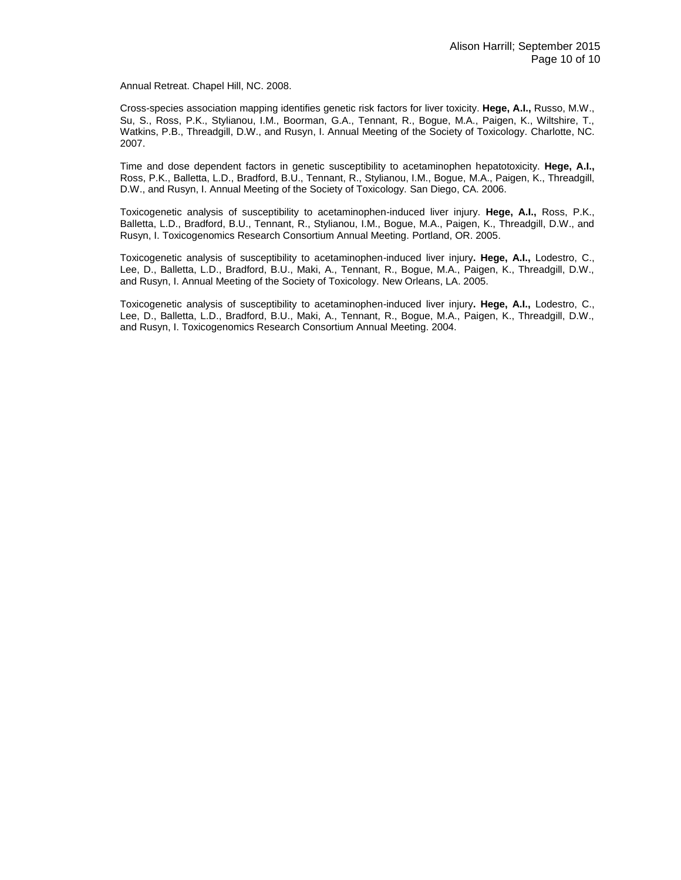Annual Retreat. Chapel Hill, NC. 2008.

Cross-species association mapping identifies genetic risk factors for liver toxicity. **Hege, A.I.,** Russo, M.W., Su, S., Ross, P.K., Stylianou, I.M., Boorman, G.A., Tennant, R., Bogue, M.A., Paigen, K., Wiltshire, T., Watkins, P.B., Threadgill, D.W., and Rusyn, I. Annual Meeting of the Society of Toxicology. Charlotte, NC. 2007.

Time and dose dependent factors in genetic susceptibility to acetaminophen hepatotoxicity. **Hege, A.I.,** Ross, P.K., Balletta, L.D., Bradford, B.U., Tennant, R., Stylianou, I.M., Bogue, M.A., Paigen, K., Threadgill, D.W., and Rusyn, I. Annual Meeting of the Society of Toxicology. San Diego, CA. 2006.

Toxicogenetic analysis of susceptibility to acetaminophen-induced liver injury. **Hege, A.I.,** Ross, P.K., Balletta, L.D., Bradford, B.U., Tennant, R., Stylianou, I.M., Bogue, M.A., Paigen, K., Threadgill, D.W., and Rusyn, I. Toxicogenomics Research Consortium Annual Meeting. Portland, OR. 2005.

Toxicogenetic analysis of susceptibility to acetaminophen-induced liver injury**. Hege, A.I.,** Lodestro, C., Lee, D., Balletta, L.D., Bradford, B.U., Maki, A., Tennant, R., Bogue, M.A., Paigen, K., Threadgill, D.W., and Rusyn, I. Annual Meeting of the Society of Toxicology. New Orleans, LA. 2005.

Toxicogenetic analysis of susceptibility to acetaminophen-induced liver injury**. Hege, A.I.,** Lodestro, C., Lee, D., Balletta, L.D., Bradford, B.U., Maki, A., Tennant, R., Bogue, M.A., Paigen, K., Threadgill, D.W., and Rusyn, I. Toxicogenomics Research Consortium Annual Meeting. 2004.